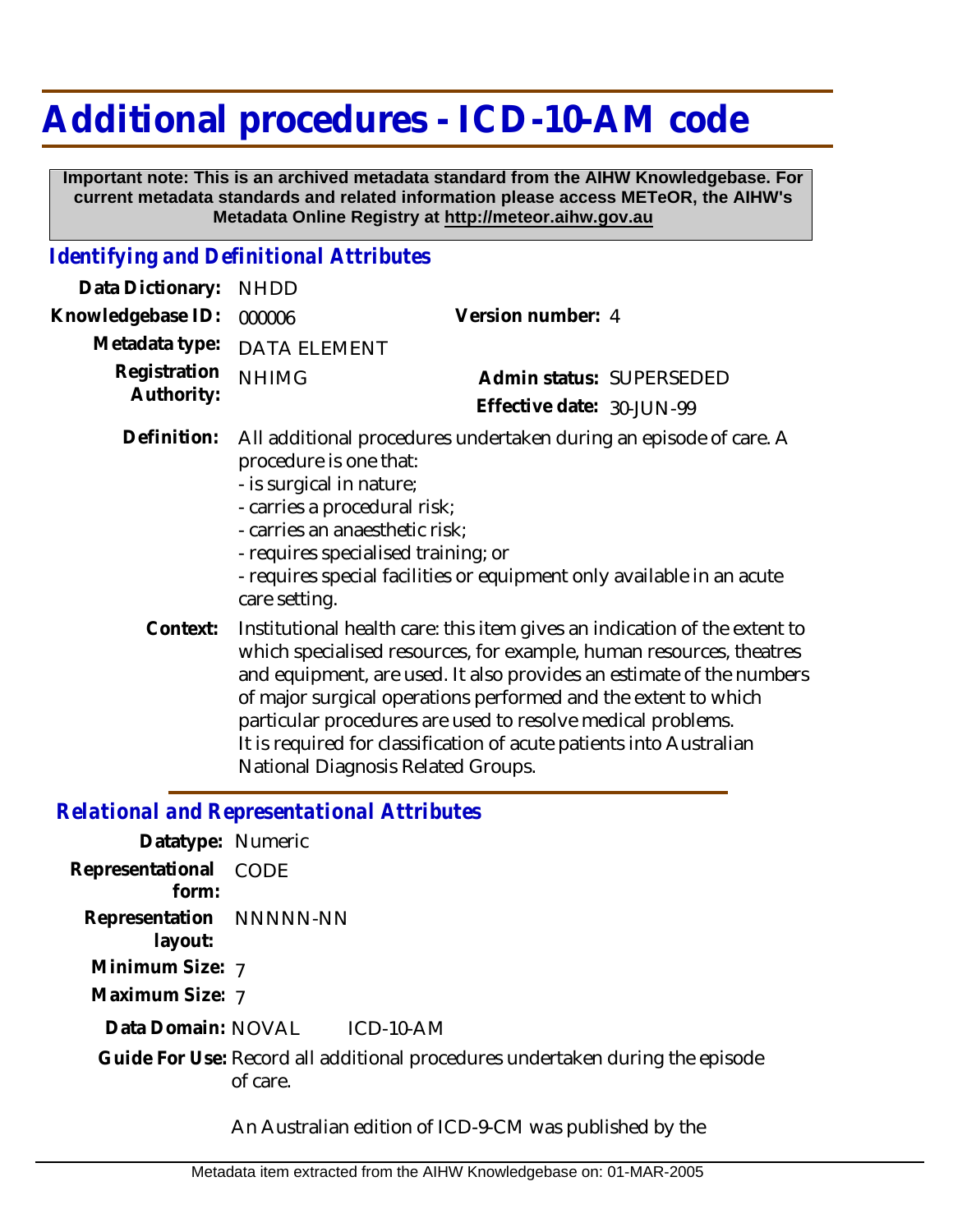# Additional procedures - ICD-10-AM code

**Important note: This is an archived metadata standard from the AIHW Knowledgebase. For current metadata standards and related information please access METeOR, the AIHW's Metadata Online Registry at http://meteor.aihw.gov.au**

## *Identifying and Definitional Attributes*

**Data Dictionary:** NHDD

**Knowledgebase ID:** 000006

**Version number:** 4

**Metadata type:** DATA ELEMENT

**Registration Authority:** NHIMG

**Admin status:** SUPERSEDED

**Effective date:** 30-JUN-99

**Definition:** All additional procedures undertaken during an episode of care. A procedure is one that:
- is surgical in nature;
- carries a procedural risk;
- carries an anaesthetic risk;
- requires specialised training; or
- requires special facilities or equipment only available in an acute care setting.

**Context:** Institutional health care: this item gives an indication of the extent to which specialised resources, for example, human resources, theatres and equipment, are used. It also provides an estimate of the numbers of major surgical operations performed and the extent to which particular procedures are used to resolve medical problems.
It is required for classification of acute patients into Australian National Diagnosis Related Groups.

## *Relational and Representational Attributes*

**Datatype:** Numeric

**Representational form:** CODE

**Representation layout:** NNNNN-NN

**Minimum Size:** 7

**Maximum Size:** 7

**Data Domain:** NOVAL ICD-10-AM

**Guide For Use:** Record all additional procedures undertaken during the episode of care.

An Australian edition of ICD-9-CM was published by the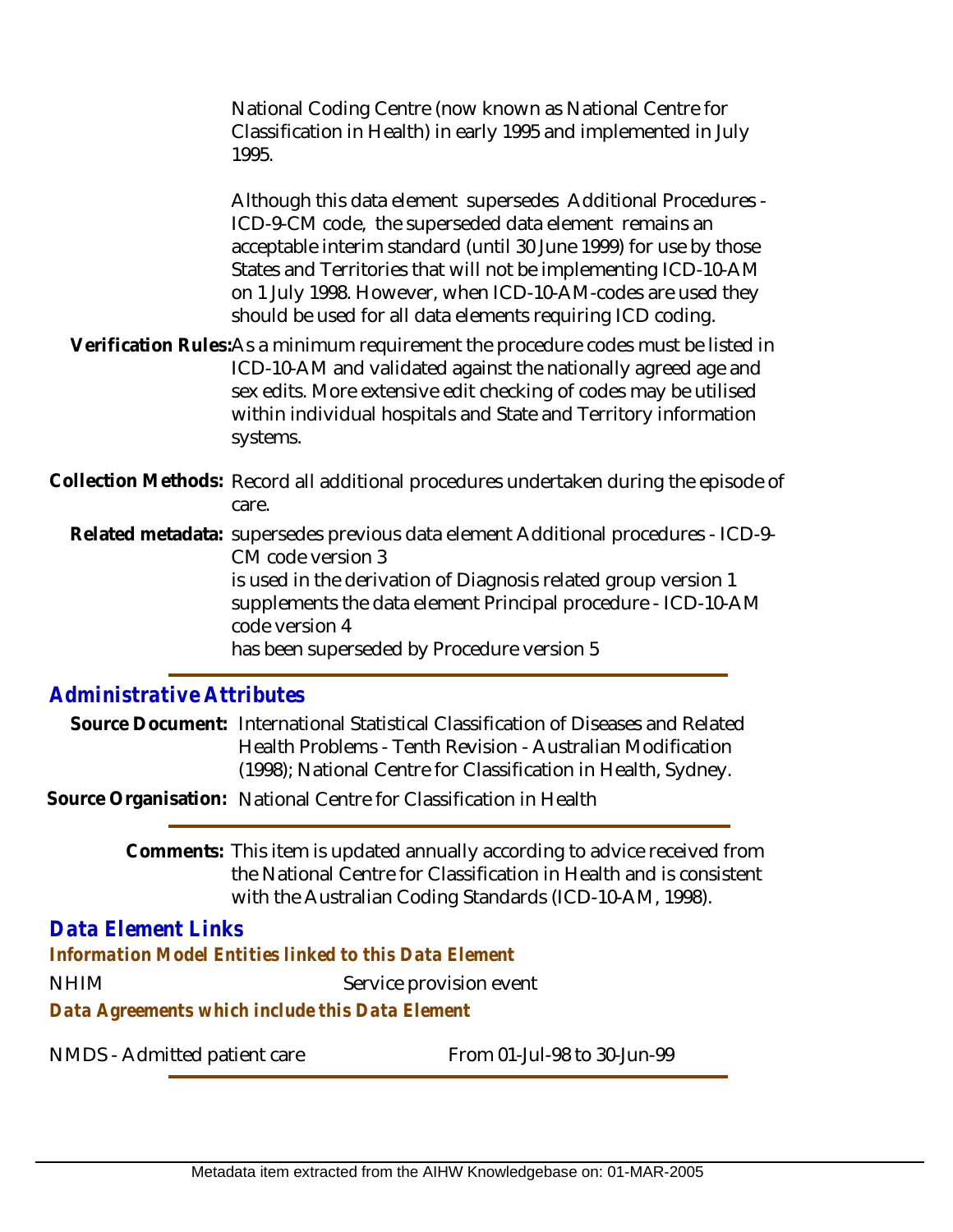National Coding Centre (now known as National Centre for Classification in Health) in early 1995 and implemented in July 1995.

Although this data element supersedes Additional Procedures - ICD-9-CM code, the superseded data element remains an acceptable interim standard (until 30 June 1999) for use by those States and Territories that will not be implementing ICD-10-AM on 1 July 1998. However, when ICD-10-AM-codes are used they should be used for all data elements requiring ICD coding.

**Verification Rules:** As a minimum requirement the procedure codes must be listed in ICD-10-AM and validated against the nationally agreed age and sex edits. More extensive edit checking of codes may be utilised within individual hospitals and State and Territory information systems.

**Collection Methods:** Record all additional procedures undertaken during the episode of care.

**Related metadata:** supersedes previous data element Additional procedures - ICD-9-CM code version 3
is used in the derivation of Diagnosis related group version 1
supplements the data element Principal procedure - ICD-10-AM code version 4
has been superseded by Procedure version 5

## *Administrative Attributes*

**Source Document:** International Statistical Classification of Diseases and Related Health Problems - Tenth Revision - Australian Modification (1998); National Centre for Classification in Health, Sydney.

**Source Organisation:** National Centre for Classification in Health

**Comments:** This item is updated annually according to advice received from the National Centre for Classification in Health and is consistent with the Australian Coding Standards (ICD-10-AM, 1998).

## *Data Element Links*

### *Information Model Entities linked to this Data Element*

| | |
|---|---|
| NHIM | Service provision event |

### *Data Agreements which include this Data Element*

| | |
|---|---|
| NMDS - Admitted patient care | From 01-Jul-98 to 30-Jun-99 |